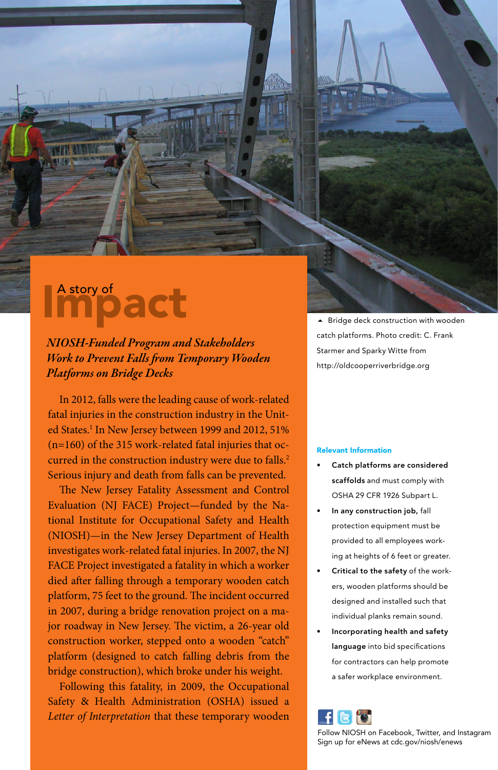# A story of Impact

## *NIOSH-Funded Program and Stakeholders Work to Prevent Falls from Temporary Wooden Platforms on Bridge Decks*

In 2012, falls were the leading cause of work-related fatal injuries in the construction industry in the United States.[1] In New Jersey between 1999 and 2012, 51% (n=160) of the 315 work-related fatal injuries that occurred in the construction industry were due to falls.[2] Serious injury and death from falls can be prevented.

The New Jersey Fatality Assessment and Control Evaluation (NJ FACE) Project—funded by the National Institute for Occupational Safety and Health (NIOSH)—in the New Jersey Department of Health investigates work-related fatal injuries. In 2007, the NJ FACE Project investigated a fatality in which a worker died after falling through a temporary wooden catch platform, 75 feet to the ground. The incident occurred in 2007, during a bridge renovation project on a major roadway in New Jersey. The victim, a 26-year old construction worker, stepped onto a wooden "catch" platform (designed to catch falling debris from the bridge construction), which broke under his weight.

Following this fatality, in 2009, the Occupational Safety & Health Administration (OSHA) issued a *Letter of Interpretation* that these temporary wooden

▲ Bridge deck construction with wooden catch platforms. Photo credit: C. Frank Starmer and Sparky Witte from http://oldcooperriverbridge.org

**Relevant Information**

- **Catch platforms are considered scaffolds** and must comply with OSHA 29 CFR 1926 Subpart L.
- **In any construction job,** fall protection equipment must be provided to all employees working at heights of 6 feet or greater.
- **Critical to the safety** of the workers, wooden platforms should be designed and installed such that individual planks remain sound.
- **Incorporating health and safety language** into bid specifications for contractors can help promote a safer workplace environment.

Follow NIOSH on Facebook, Twitter, and Instagram
Sign up for eNews at cdc.gov/niosh/enews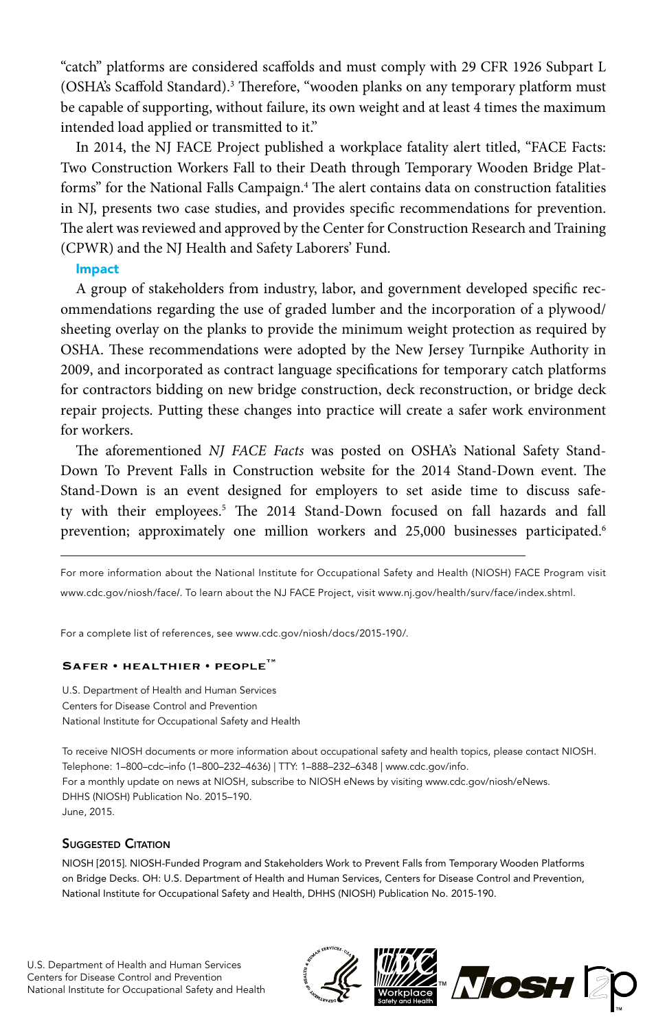"catch" platforms are considered scaffolds and must comply with 29 CFR 1926 Subpart L (OSHA's Scaffold Standard).[3] Therefore, "wooden planks on any temporary platform must be capable of supporting, without failure, its own weight and at least 4 times the maximum intended load applied or transmitted to it."

In 2014, the NJ FACE Project published a workplace fatality alert titled, "FACE Facts: Two Construction Workers Fall to their Death through Temporary Wooden Bridge Platforms" for the National Falls Campaign.[4] The alert contains data on construction fatalities in NJ, presents two case studies, and provides specific recommendations for prevention. The alert was reviewed and approved by the Center for Construction Research and Training (CPWR) and the NJ Health and Safety Laborers' Fund.

### Impact

A group of stakeholders from industry, labor, and government developed specific recommendations regarding the use of graded lumber and the incorporation of a plywood/sheeting overlay on the planks to provide the minimum weight protection as required by OSHA. These recommendations were adopted by the New Jersey Turnpike Authority in 2009, and incorporated as contract language specifications for temporary catch platforms for contractors bidding on new bridge construction, deck reconstruction, or bridge deck repair projects. Putting these changes into practice will create a safer work environment for workers.

The aforementioned *NJ FACE Facts* was posted on OSHA's National Safety Stand-Down To Prevent Falls in Construction website for the 2014 Stand-Down event. The Stand-Down is an event designed for employers to set aside time to discuss safety with their employees.[5] The 2014 Stand-Down focused on fall hazards and fall prevention; approximately one million workers and 25,000 businesses participated.[6]

---

For more information about the National Institute for Occupational Safety and Health (NIOSH) FACE Program visit www.cdc.gov/niosh/face/. To learn about the NJ FACE Project, visit www.nj.gov/health/surv/face/index.shtml.

For a complete list of references, see www.cdc.gov/niosh/docs/2015-190/.

**SAFER • HEALTHIER • PEOPLE™**

U.S. Department of Health and Human Services
Centers for Disease Control and Prevention
National Institute for Occupational Safety and Health

To receive NIOSH documents or more information about occupational safety and health topics, please contact NIOSH.
Telephone: 1–800–cdc–info (1–800–232–4636) | TTY: 1–888–232–6348 | www.cdc.gov/info.
For a monthly update on news at NIOSH, subscribe to NIOSH eNews by visiting www.cdc.gov/niosh/eNews.
DHHS (NIOSH) Publication No. 2015–190.
June, 2015.

**Suggested Citation**

NIOSH [2015]. NIOSH-Funded Program and Stakeholders Work to Prevent Falls from Temporary Wooden Platforms on Bridge Decks. OH: U.S. Department of Health and Human Services, Centers for Disease Control and Prevention, National Institute for Occupational Safety and Health, DHHS (NIOSH) Publication No. 2015-190.

U.S. Department of Health and Human Services
Centers for Disease Control and Prevention
National Institute for Occupational Safety and Health